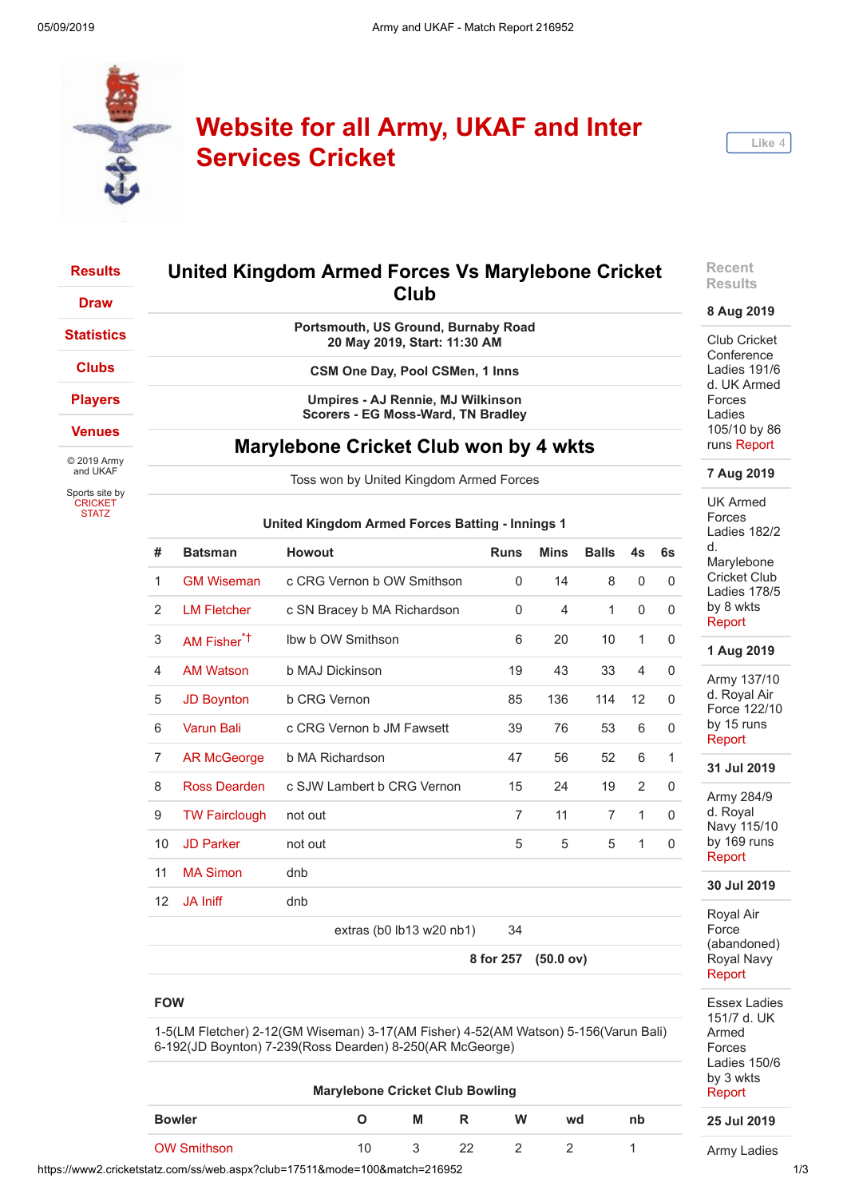# Website for all Army, UKAF and Inter Services Cricket

Like 4

- Results
- Draw
- Statistics
- Clubs
- Players
- Venues

© 2019 Army and UKAF

Sports site by CRICKET STATZ

## United Kingdom Armed Forces Vs Marylebone Cricket Club

**Portsmouth, US Ground, Burnaby Road**
**20 May 2019, Start: 11:30 AM**

**CSM One Day, Pool CSMen, 1 Inns**

**Umpires - AJ Rennie, MJ Wilkinson**
**Scorers - EG Moss-Ward, TN Bradley**

## Marylebone Cricket Club won by 4 wkts

Toss won by United Kingdom Armed Forces

**United Kingdom Armed Forces Batting - Innings 1**

| # | Batsman | Howout | Runs | Mins | Balls | 4s | 6s |
|---|---|---|---|---|---|---|---|
| 1 | GM Wiseman | c CRG Vernon b OW Smithson | 0 | 14 | 8 | 0 | 0 |
| 2 | LM Fletcher | c SN Bracey b MA Richardson | 0 | 4 | 1 | 0 | 0 |
| 3 | AM Fisher*† | lbw b OW Smithson | 6 | 20 | 10 | 1 | 0 |
| 4 | AM Watson | b MAJ Dickinson | 19 | 43 | 33 | 4 | 0 |
| 5 | JD Boynton | b CRG Vernon | 85 | 136 | 114 | 12 | 0 |
| 6 | Varun Bali | c CRG Vernon b JM Fawsett | 39 | 76 | 53 | 6 | 0 |
| 7 | AR McGeorge | b MA Richardson | 47 | 56 | 52 | 6 | 1 |
| 8 | Ross Dearden | c SJW Lambert b CRG Vernon | 15 | 24 | 19 | 2 | 0 |
| 9 | TW Fairclough | not out | 7 | 11 | 7 | 1 | 0 |
| 10 | JD Parker | not out | 5 | 5 | 5 | 1 | 0 |
| 11 | MA Simon | dnb | | | | | |
| 12 | JA Iniff | dnb | | | | | |
| | | extras (b0 lb13 w20 nb1) | 34 | | | | |
| | | **8 for 257** | **(50.0 ov)** | | | | |

**FOW**

1-5(LM Fletcher) 2-12(GM Wiseman) 3-17(AM Fisher) 4-52(AM Watson) 5-156(Varun Bali) 6-192(JD Boynton) 7-239(Ross Dearden) 8-250(AR McGeorge)

**Marylebone Cricket Club Bowling**

| Bowler | O | M | R | W | wd | nb |
|---|---|---|---|---|---|---|
| OW Smithson | 10 | 3 | 22 | 2 | 2 | 1 |

**Recent Results**

**8 Aug 2019**

Club Cricket Conference Ladies 191/6 d. UK Armed Forces Ladies 105/10 by 86 runs Report

**7 Aug 2019**

UK Armed Forces Ladies 182/2 d. Marylebone Cricket Club Ladies 178/5 by 8 wkts Report

**1 Aug 2019**

Army 137/10 d. Royal Air Force 122/10 by 15 runs Report

**31 Jul 2019**

Army 284/9 d. Royal Navy 115/10 by 169 runs Report

**30 Jul 2019**

Royal Air Force (abandoned) Royal Navy Report

Essex Ladies 151/7 d. UK Armed Forces Ladies 150/6 by 3 wkts Report

**25 Jul 2019**

Army Ladies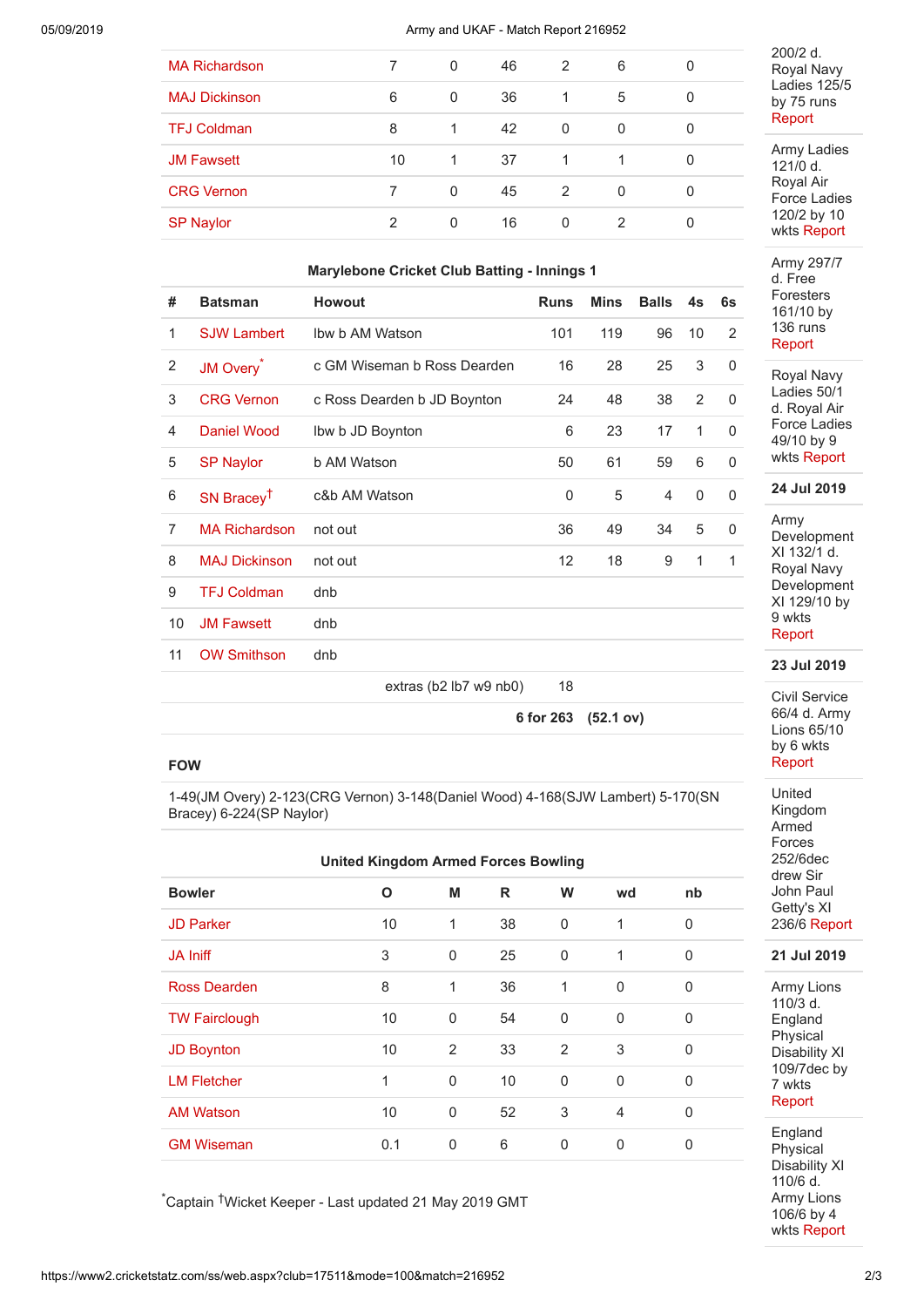| | | | | | | |
|---|---|---|---|---|---|---|
| MA Richardson | 7 | 0 | 46 | 2 | 6 | 0 |
| MAJ Dickinson | 6 | 0 | 36 | 1 | 5 | 0 |
| TFJ Coldman | 8 | 1 | 42 | 0 | 0 | 0 |
| JM Fawsett | 10 | 1 | 37 | 1 | 1 | 0 |
| CRG Vernon | 7 | 0 | 45 | 2 | 0 | 0 |
| SP Naylor | 2 | 0 | 16 | 0 | 2 | 0 |

**Marylebone Cricket Club Batting - Innings 1**

| # | Batsman | Howout | Runs | Mins | Balls | 4s | 6s |
|---|---|---|---|---|---|---|---|
| 1 | SJW Lambert | lbw b AM Watson | 101 | 119 | 96 | 10 | 2 |
| 2 | JM Overy* | c GM Wiseman b Ross Dearden | 16 | 28 | 25 | 3 | 0 |
| 3 | CRG Vernon | c Ross Dearden b JD Boynton | 24 | 48 | 38 | 2 | 0 |
| 4 | Daniel Wood | lbw b JD Boynton | 6 | 23 | 17 | 1 | 0 |
| 5 | SP Naylor | b AM Watson | 50 | 61 | 59 | 6 | 0 |
| 6 | SN Bracey† | c&b AM Watson | 0 | 5 | 4 | 0 | 0 |
| 7 | MA Richardson | not out | 36 | 49 | 34 | 5 | 0 |
| 8 | MAJ Dickinson | not out | 12 | 18 | 9 | 1 | 1 |
| 9 | TFJ Coldman | dnb | | | | | |
| 10 | JM Fawsett | dnb | | | | | |
| 11 | OW Smithson | dnb | | | | | |
| | | extras (b2 lb7 w9 nb0) | 18 | | | | |
| | | | **6 for 263** | **(52.1 ov)** | | | |

**FOW**

1-49(JM Overy) 2-123(CRG Vernon) 3-148(Daniel Wood) 4-168(SJW Lambert) 5-170(SN Bracey) 6-224(SP Naylor)

**United Kingdom Armed Forces Bowling**

| Bowler | O | M | R | W | wd | nb |
|---|---|---|---|---|---|---|
| JD Parker | 10 | 1 | 38 | 0 | 1 | 0 |
| JA Iniff | 3 | 0 | 25 | 0 | 1 | 0 |
| Ross Dearden | 8 | 1 | 36 | 1 | 0 | 0 |
| TW Fairclough | 10 | 0 | 54 | 0 | 0 | 0 |
| JD Boynton | 10 | 2 | 33 | 2 | 3 | 0 |
| LM Fletcher | 1 | 0 | 10 | 0 | 0 | 0 |
| AM Watson | 10 | 0 | 52 | 3 | 4 | 0 |
| GM Wiseman | 0.1 | 0 | 6 | 0 | 0 | 0 |

*Captain †Wicket Keeper - Last updated 21 May 2019 GMT

200/2 d. Royal Navy Ladies 125/5 by 75 runs Report

Army Ladies 121/0 d. Royal Air Force Ladies 120/2 by 10 wkts Report

Army 297/7 d. Free Foresters 161/10 by 136 runs Report

Royal Navy Ladies 50/1 d. Royal Air Force Ladies 49/10 by 9 wkts Report

**24 Jul 2019**

Army Development XI 132/1 d. Royal Navy Development XI 129/10 by 9 wkts Report

**23 Jul 2019**

Civil Service 66/4 d. Army Lions 65/10 by 6 wkts Report

United Kingdom Armed Forces 252/6dec drew Sir John Paul Getty's XI 236/6 Report

**21 Jul 2019**

Army Lions 110/3 d. England Physical Disability XI 109/7dec by 7 wkts Report

England Physical Disability XI 110/6 d. Army Lions 106/6 by 4 wkts Report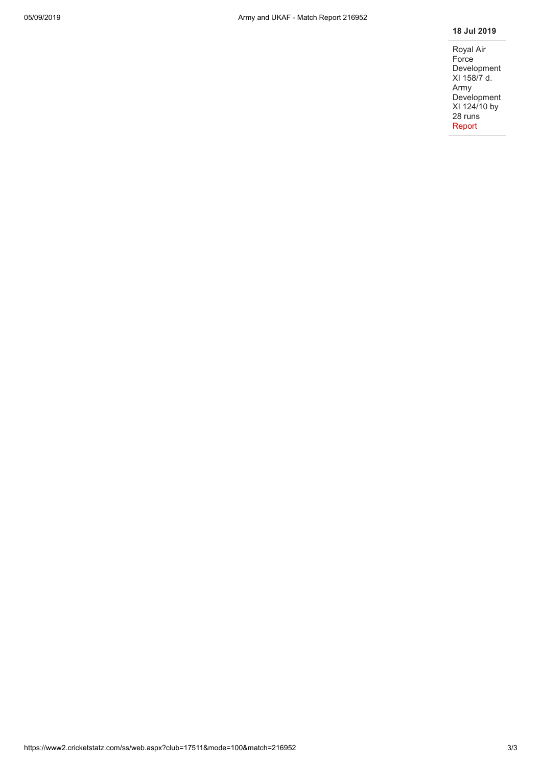**18 Jul 2019**

Royal Air Force Development XI 158/7 d. Army Development XI 124/10 by 28 runs
Report